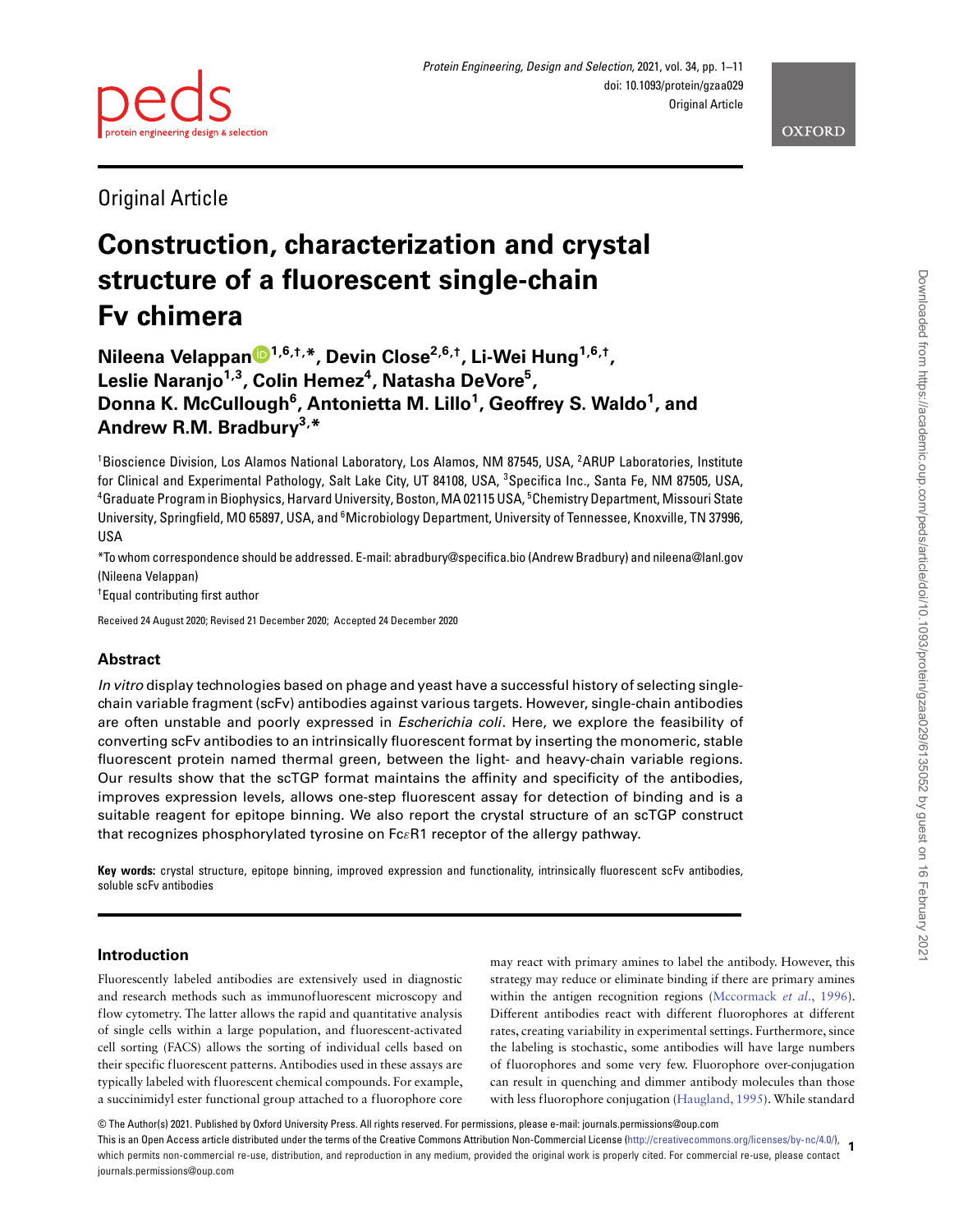Original Article

# Construction, characterization and crystal structure of a fluorescent single-chain Fv chimera

**Nileena Velappan[1,6,†,*], Devin Close[2,6,†], Li-Wei Hung[1,6,†], Leslie Naranjo[1,3], Colin Hemez[4], Natasha DeVore[5], Donna K. McCullough[6], Antonietta M. Lillo[1], Geoffrey S. Waldo[1], and Andrew R.M. Bradbury[3,*]**

[1]Bioscience Division, Los Alamos National Laboratory, Los Alamos, NM 87545, USA, [2]ARUP Laboratories, Institute for Clinical and Experimental Pathology, Salt Lake City, UT 84108, USA, [3]Specifica Inc., Santa Fe, NM 87505, USA, [4]Graduate Program in Biophysics, Harvard University, Boston, MA 02115 USA, [5]Chemistry Department, Missouri State University, Springfield, MO 65897, USA, and [6]Microbiology Department, University of Tennessee, Knoxville, TN 37996, USA

*To whom correspondence should be addressed. E-mail: abradbury@specifica.bio (Andrew Bradbury) and nileena@lanl.gov (Nileena Velappan)

†Equal contributing first author

Received 24 August 2020; Revised 21 December 2020; Accepted 24 December 2020

## Abstract

*In vitro* display technologies based on phage and yeast have a successful history of selecting single-chain variable fragment (scFv) antibodies against various targets. However, single-chain antibodies are often unstable and poorly expressed in *Escherichia coli*. Here, we explore the feasibility of converting scFv antibodies to an intrinsically fluorescent format by inserting the monomeric, stable fluorescent protein named thermal green, between the light- and heavy-chain variable regions. Our results show that the scTGP format maintains the affinity and specificity of the antibodies, improves expression levels, allows one-step fluorescent assay for detection of binding and is a suitable reagent for epitope binning. We also report the crystal structure of an scTGP construct that recognizes phosphorylated tyrosine on FcεR1 receptor of the allergy pathway.

**Key words:** crystal structure, epitope binning, improved expression and functionality, intrinsically fluorescent scFv antibodies, soluble scFv antibodies

## Introduction

Fluorescently labeled antibodies are extensively used in diagnostic and research methods such as immunofluorescent microscopy and flow cytometry. The latter allows the rapid and quantitative analysis of single cells within a large population, and fluorescent-activated cell sorting (FACS) allows the sorting of individual cells based on their specific fluorescent patterns. Antibodies used in these assays are typically labeled with fluorescent chemical compounds. For example, a succinimidyl ester functional group attached to a fluorophore core may react with primary amines to label the antibody. However, this strategy may reduce or eliminate binding if there are primary amines within the antigen recognition regions (Mccormack *et al*., 1996). Different antibodies react with different fluorophores at different rates, creating variability in experimental settings. Furthermore, since the labeling is stochastic, some antibodies will have large numbers of fluorophores and some very few. Fluorophore over-conjugation can result in quenching and dimmer antibody molecules than those with less fluorophore conjugation (Haugland, 1995). While standard

© The Author(s) 2021. Published by Oxford University Press. All rights reserved. For permissions, please e-mail: journals.permissions@oup.com

This is an Open Access article distributed under the terms of the Creative Commons Attribution Non-Commercial License (http://creativecommons.org/licenses/by-nc/4.0/), which permits non-commercial re-use, distribution, and reproduction in any medium, provided the original work is properly cited. For commercial re-use, please contact journals.permissions@oup.com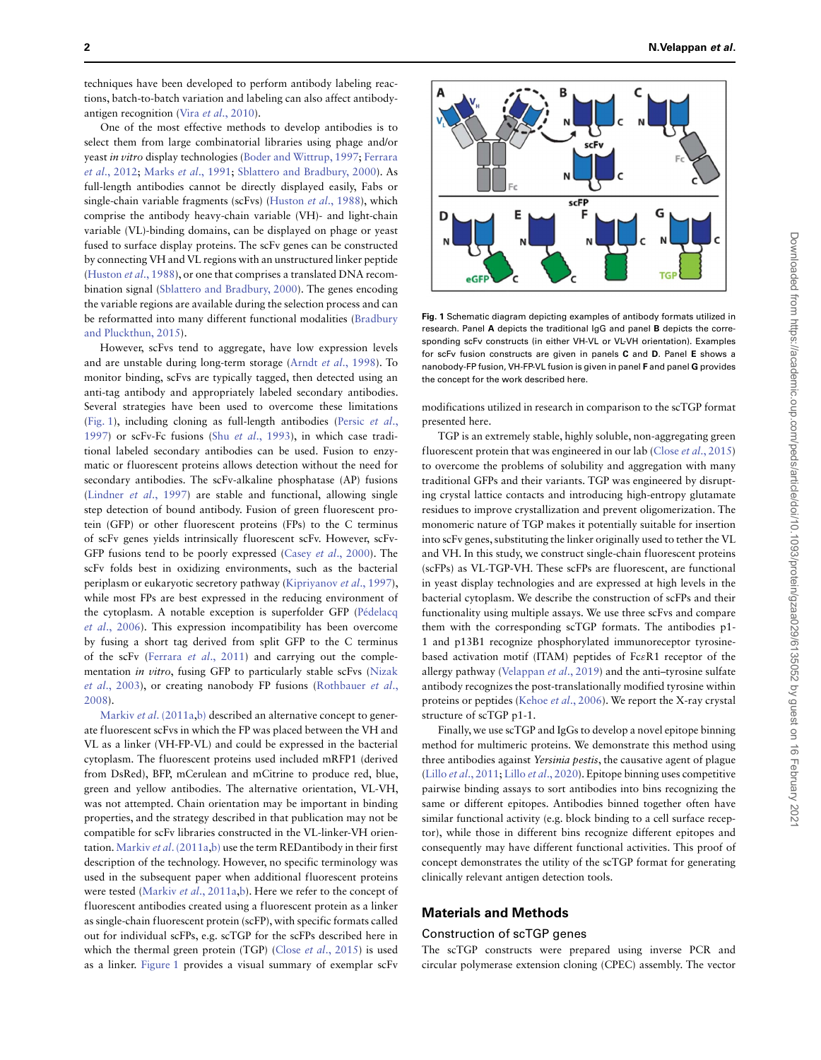techniques have been developed to perform antibody labeling reactions, batch-to-batch variation and labeling can also affect antibody-antigen recognition (Vira *et al.*, 2010).

One of the most effective methods to develop antibodies is to select them from large combinatorial libraries using phage and/or yeast *in vitro* display technologies (Boder and Wittrup, 1997; Ferrara *et al.*, 2012; Marks *et al.*, 1991; Sblattero and Bradbury, 2000). As full-length antibodies cannot be directly displayed easily, Fabs or single-chain variable fragments (scFvs) (Huston *et al.*, 1988), which comprise the antibody heavy-chain variable (VH)- and light-chain variable (VL)-binding domains, can be displayed on phage or yeast fused to surface display proteins. The scFv genes can be constructed by connecting VH and VL regions with an unstructured linker peptide (Huston *et al.*, 1988), or one that comprises a translated DNA recombination signal (Sblattero and Bradbury, 2000). The genes encoding the variable regions are available during the selection process and can be reformatted into many different functional modalities (Bradbury and Pluckthun, 2015).

However, scFvs tend to aggregate, have low expression levels and are unstable during long-term storage (Arndt *et al.*, 1998). To monitor binding, scFvs are typically tagged, then detected using an anti-tag antibody and appropriately labeled secondary antibodies. Several strategies have been used to overcome these limitations (Fig. 1), including cloning as full-length antibodies (Persic *et al.*, 1997) or scFv-Fc fusions (Shu *et al.*, 1993), in which case traditional labeled secondary antibodies can be used. Fusion to enzymatic or fluorescent proteins allows detection without the need for secondary antibodies. The scFv-alkaline phosphatase (AP) fusions (Lindner *et al.*, 1997) are stable and functional, allowing single step detection of bound antibody. Fusion of green fluorescent protein (GFP) or other fluorescent proteins (FPs) to the C terminus of scFv genes yields intrinsically fluorescent scFv. However, scFv-GFP fusions tend to be poorly expressed (Casey *et al.*, 2000). The scFv folds best in oxidizing environments, such as the bacterial periplasm or eukaryotic secretory pathway (Kipriyanov *et al.*, 1997), while most FPs are best expressed in the reducing environment of the cytoplasm. A notable exception is superfolder GFP (Pédelacq *et al.*, 2006). This expression incompatibility has been overcome by fusing a short tag derived from split GFP to the C terminus of the scFv (Ferrara *et al.*, 2011) and carrying out the complementation *in vitro*, fusing GFP to particularly stable scFvs (Nizak *et al.*, 2003), or creating nanobody FP fusions (Rothbauer *et al.*, 2008).

Markiv *et al.* (2011a,b) described an alternative concept to generate fluorescent scFvs in which the FP was placed between the VH and VL as a linker (VH-FP-VL) and could be expressed in the bacterial cytoplasm. The fluorescent proteins used included mRFP1 (derived from DsRed), BFP, mCerulean and mCitrine to produce red, blue, green and yellow antibodies. The alternative orientation, VL-VH, was not attempted. Chain orientation may be important in binding properties, and the strategy described in that publication may not be compatible for scFv libraries constructed in the VL-linker-VH orientation. Markiv *et al.* (2011a,b) use the term REDantibody in their first description of the technology. However, no specific terminology was used in the subsequent paper when additional fluorescent proteins were tested (Markiv *et al.*, 2011a,b). Here we refer to the concept of fluorescent antibodies created using a fluorescent protein as a linker as single-chain fluorescent protein (scFP), with specific formats called out for individual scFPs, e.g. scTGP for the scFPs described here in which the thermal green protein (TGP) (Close *et al.*, 2015) is used as a linker. Figure 1 provides a visual summary of exemplar scFv modifications utilized in research in comparison to the scTGP format presented here.

**Fig. 1** Schematic diagram depicting examples of antibody formats utilized in research. Panel **A** depicts the traditional IgG and panel **B** depicts the corresponding scFv constructs (in either VH-VL or VL-VH orientation). Examples for scFv fusion constructs are given in panels **C** and **D**. Panel **E** shows a nanobody-FP fusion, VH-FP-VL fusion is given in panel **F** and panel **G** provides the concept for the work described here.

TGP is an extremely stable, highly soluble, non-aggregating green fluorescent protein that was engineered in our lab (Close *et al.*, 2015) to overcome the problems of solubility and aggregation with many traditional GFPs and their variants. TGP was engineered by disrupting crystal lattice contacts and introducing high-entropy glutamate residues to improve crystallization and prevent oligomerization. The monomeric nature of TGP makes it potentially suitable for insertion into scFv genes, substituting the linker originally used to tether the VL and VH. In this study, we construct single-chain fluorescent proteins (scFPs) as VL-TGP-VH. These scFPs are fluorescent, are functional in yeast display technologies and are expressed at high levels in the bacterial cytoplasm. We describe the construction of scFPs and their functionality using multiple assays. We use three scFvs and compare them with the corresponding scTGP formats. The antibodies p1-1 and p13B1 recognize phosphorylated immunoreceptor tyrosine-based activation motif (ITAM) peptides of FcεR1 receptor of the allergy pathway (Velappan *et al.*, 2019) and the anti–tyrosine sulfate antibody recognizes the post-translationally modified tyrosine within proteins or peptides (Kehoe *et al.*, 2006). We report the X-ray crystal structure of scTGP p1-1.

Finally, we use scTGP and IgGs to develop a novel epitope binning method for multimeric proteins. We demonstrate this method using three antibodies against *Yersinia pestis*, the causative agent of plague (Lillo *et al.*, 2011; Lillo *et al.*, 2020). Epitope binning uses competitive pairwise binding assays to sort antibodies into bins recognizing the same or different epitopes. Antibodies binned together often have similar functional activity (e.g. block binding to a cell surface receptor), while those in different bins recognize different epitopes and consequently may have different functional activities. This proof of concept demonstrates the utility of the scTGP format for generating clinically relevant antigen detection tools.

## Materials and Methods

### Construction of scTGP genes

The scTGP constructs were prepared using inverse PCR and circular polymerase extension cloning (CPEC) assembly. The vector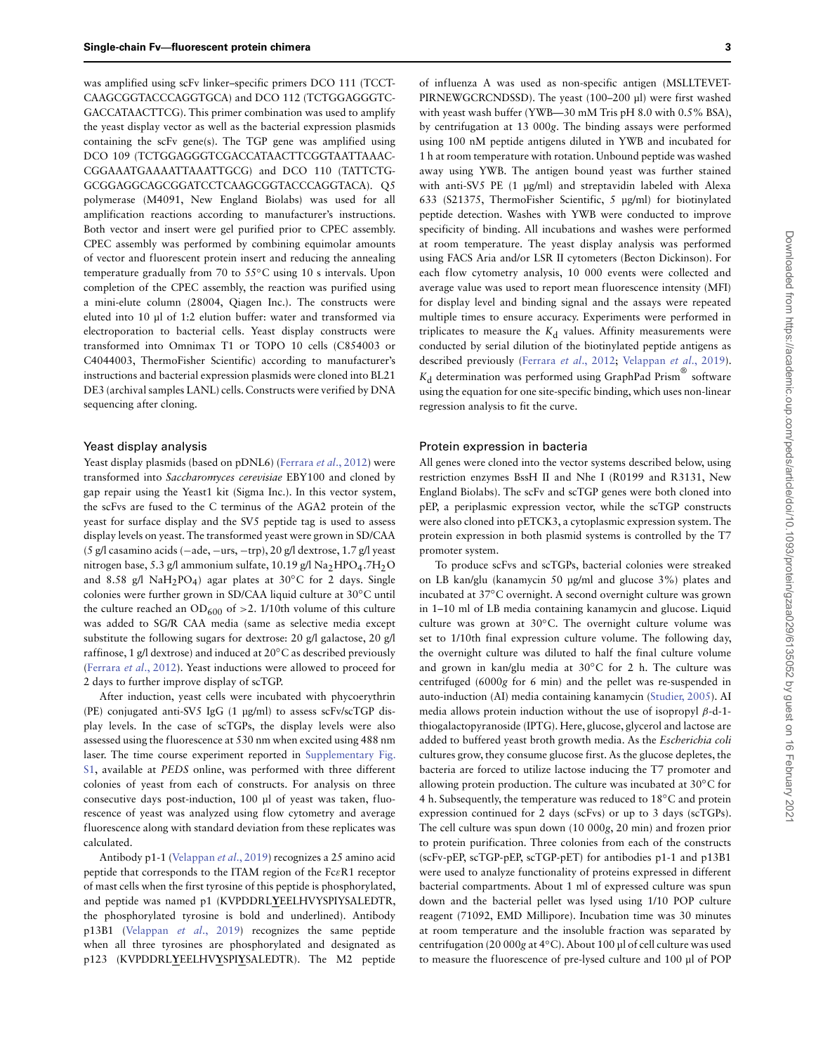was amplified using scFv linker–specific primers DCO 111 (TCCTCAAGCGGTACCCAGGTGCA) and DCO 112 (TCTGGAGGGTCGACCATAACTTCG). This primer combination was used to amplify the yeast display vector as well as the bacterial expression plasmids containing the scFv gene(s). The TGP gene was amplified using DCO 109 (TCTGGAGGGTCGACCATAACTTCGGTAATTAAACCGGAAATGAAAATTAAATTGCG) and DCO 110 (TATTCTGGCGGAGGCAGCGGATCCTCAAGCGGTACCCAGGTACA). Q5 polymerase (M4091, New England Biolabs) was used for all amplification reactions according to manufacturer's instructions. Both vector and insert were gel purified prior to CPEC assembly. CPEC assembly was performed by combining equimolar amounts of vector and fluorescent protein insert and reducing the annealing temperature gradually from 70 to 55°C using 10 s intervals. Upon completion of the CPEC assembly, the reaction was purified using a mini-elute column (28004, Qiagen Inc.). The constructs were eluted into 10 μl of 1:2 elution buffer: water and transformed via electroporation to bacterial cells. Yeast display constructs were transformed into Omnimax T1 or TOPO 10 cells (C854003 or C4044003, ThermoFisher Scientific) according to manufacturer's instructions and bacterial expression plasmids were cloned into BL21 DE3 (archival samples LANL) cells. Constructs were verified by DNA sequencing after cloning.

## Yeast display analysis

Yeast display plasmids (based on pDNL6) (Ferrara *et al.*, 2012) were transformed into *Saccharomyces cerevisiae* EBY100 and cloned by gap repair using the Yeast1 kit (Sigma Inc.). In this vector system, the scFvs are fused to the C terminus of the AGA2 protein of the yeast for surface display and the SV5 peptide tag is used to assess display levels on yeast. The transformed yeast were grown in SD/CAA (5 g/l casamino acids (−ade, −urs, −trp), 20 g/l dextrose, 1.7 g/l yeast nitrogen base, 5.3 g/l ammonium sulfate, 10.19 g/l $Na_2HPO_4.7H_2O$ and 8.58 g/l $NaH_2PO_4$) agar plates at 30°C for 2 days. Single colonies were further grown in SD/CAA liquid culture at 30°C until the culture reached an $OD_{600}$ of >2. 1/10th volume of this culture was added to SG/R CAA media (same as selective media except substitute the following sugars for dextrose: 20 g/l galactose, 20 g/l raffinose, 1 g/l dextrose) and induced at 20°C as described previously (Ferrara *et al.*, 2012). Yeast inductions were allowed to proceed for 2 days to further improve display of scTGP.

After induction, yeast cells were incubated with phycoerythrin (PE) conjugated anti-SV5 IgG (1 μg/ml) to assess scFv/scTGP display levels. In the case of scTGPs, the display levels were also assessed using the fluorescence at 530 nm when excited using 488 nm laser. The time course experiment reported in Supplementary Fig. S1, available at *PEDS* online, was performed with three different colonies of yeast from each of constructs. For analysis on three consecutive days post-induction, 100 μl of yeast was taken, fluorescence of yeast was analyzed using flow cytometry and average fluorescence along with standard deviation from these replicates was calculated.

Antibody p1-1 (Velappan *et al.*, 2019) recognizes a 25 amino acid peptide that corresponds to the ITAM region of the FcεR1 receptor of mast cells when the first tyrosine of this peptide is phosphorylated, and peptide was named p1 (KVPDDRL**Y**EELHVYSPIYSALEDTR, the phosphorylated tyrosine is bold and underlined). Antibody p13B1 (Velappan *et al.*, 2019) recognizes the same peptide when all three tyrosines are phosphorylated and designated as p123 (KVPDDRL**Y**EELHV**Y**SPI**Y**SALEDTR). The M2 peptide of influenza A was used as non-specific antigen (MSLLTEVETPIRNEWGCRCNDSSD). The yeast (100–200 μl) were first washed with yeast wash buffer (YWB—30 mM Tris pH 8.0 with 0.5% BSA), by centrifugation at 13 000*g*. The binding assays were performed using 100 nM peptide antigens diluted in YWB and incubated for 1 h at room temperature with rotation. Unbound peptide was washed away using YWB. The antigen bound yeast was further stained with anti-SV5 PE (1 μg/ml) and streptavidin labeled with Alexa 633 (S21375, ThermoFisher Scientific, 5 μg/ml) for biotinylated peptide detection. Washes with YWB were conducted to improve specificity of binding. All incubations and washes were performed at room temperature. The yeast display analysis was performed using FACS Aria and/or LSR II cytometers (Becton Dickinson). For each flow cytometry analysis, 10 000 events were collected and average value was used to report mean fluorescence intensity (MFI) for display level and binding signal and the assays were repeated multiple times to ensure accuracy. Experiments were performed in triplicates to measure the $K_d$ values. Affinity measurements were conducted by serial dilution of the biotinylated peptide antigens as described previously (Ferrara *et al.*, 2012; Velappan *et al.*, 2019). $K_d$ determination was performed using GraphPad Prism® software using the equation for one site-specific binding, which uses non-linear regression analysis to fit the curve.

## Protein expression in bacteria

All genes were cloned into the vector systems described below, using restriction enzymes BssH II and Nhe I (R0199 and R3131, New England Biolabs). The scFv and scTGP genes were both cloned into pEP, a periplasmic expression vector, while the scTGP constructs were also cloned into pETCK3, a cytoplasmic expression system. The protein expression in both plasmid systems is controlled by the T7 promoter system.

To produce scFvs and scTGPs, bacterial colonies were streaked on LB kan/glu (kanamycin 50 μg/ml and glucose 3%) plates and incubated at 37°C overnight. A second overnight culture was grown in 1–10 ml of LB media containing kanamycin and glucose. Liquid culture was grown at 30°C. The overnight culture volume was set to 1/10th final expression culture volume. The following day, the overnight culture was diluted to half the final culture volume and grown in kan/glu media at 30°C for 2 h. The culture was centrifuged (6000*g* for 6 min) and the pellet was re-suspended in auto-induction (AI) media containing kanamycin (Studier, 2005). AI media allows protein induction without the use of isopropyl β-d-1-thiogalactopyranoside (IPTG). Here, glucose, glycerol and lactose are added to buffered yeast broth growth media. As the *Escherichia coli* cultures grow, they consume glucose first. As the glucose depletes, the bacteria are forced to utilize lactose inducing the T7 promoter and allowing protein production. The culture was incubated at 30°C for 4 h. Subsequently, the temperature was reduced to 18°C and protein expression continued for 2 days (scFvs) or up to 3 days (scTGPs). The cell culture was spun down (10 000*g*, 20 min) and frozen prior to protein purification. Three colonies from each of the constructs (scFv-pEP, scTGP-pEP, scTGP-pET) for antibodies p1-1 and p13B1 were used to analyze functionality of proteins expressed in different bacterial compartments. About 1 ml of expressed culture was spun down and the bacterial pellet was lysed using 1/10 POP culture reagent (71092, EMD Millipore). Incubation time was 30 minutes at room temperature and the insoluble fraction was separated by centrifugation (20 000*g* at 4°C). About 100 μl of cell culture was used to measure the fluorescence of pre-lysed culture and 100 μl of POP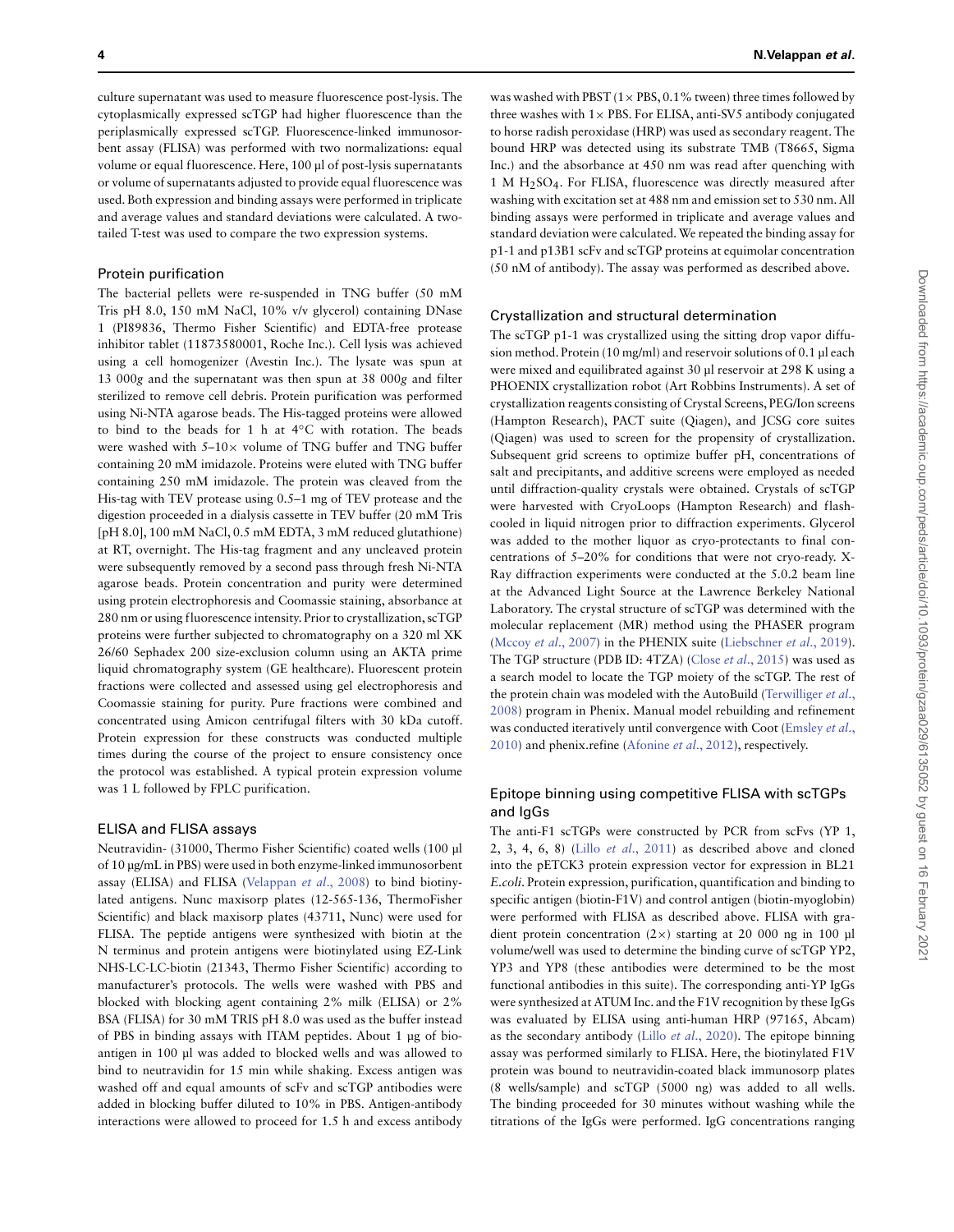culture supernatant was used to measure fluorescence post-lysis. The cytoplasmically expressed scTGP had higher fluorescence than the periplasmically expressed scTGP. Fluorescence-linked immunosorbent assay (FLISA) was performed with two normalizations: equal volume or equal fluorescence. Here, 100 μl of post-lysis supernatants or volume of supernatants adjusted to provide equal fluorescence was used. Both expression and binding assays were performed in triplicate and average values and standard deviations were calculated. A two-tailed T-test was used to compare the two expression systems.

### Protein purification

The bacterial pellets were re-suspended in TNG buffer (50 mM Tris pH 8.0, 150 mM NaCl, 10% v/v glycerol) containing DNase 1 (PI89836, Thermo Fisher Scientific) and EDTA-free protease inhibitor tablet (11873580001, Roche Inc.). Cell lysis was achieved using a cell homogenizer (Avestin Inc.). The lysate was spun at 13 000*g* and the supernatant was then spun at 38 000*g* and filter sterilized to remove cell debris. Protein purification was performed using Ni-NTA agarose beads. The His-tagged proteins were allowed to bind to the beads for 1 h at 4°C with rotation. The beads were washed with 5–10× volume of TNG buffer and TNG buffer containing 20 mM imidazole. Proteins were eluted with TNG buffer containing 250 mM imidazole. The protein was cleaved from the His-tag with TEV protease using 0.5–1 mg of TEV protease and the digestion proceeded in a dialysis cassette in TEV buffer (20 mM Tris [pH 8.0], 100 mM NaCl, 0.5 mM EDTA, 3 mM reduced glutathione) at RT, overnight. The His-tag fragment and any uncleaved protein were subsequently removed by a second pass through fresh Ni-NTA agarose beads. Protein concentration and purity were determined using protein electrophoresis and Coomassie staining, absorbance at 280 nm or using fluorescence intensity. Prior to crystallization, scTGP proteins were further subjected to chromatography on a 320 ml XK 26/60 Sephadex 200 size-exclusion column using an AKTA prime liquid chromatography system (GE healthcare). Fluorescent protein fractions were collected and assessed using gel electrophoresis and Coomassie staining for purity. Pure fractions were combined and concentrated using Amicon centrifugal filters with 30 kDa cutoff. Protein expression for these constructs was conducted multiple times during the course of the project to ensure consistency once the protocol was established. A typical protein expression volume was 1 L followed by FPLC purification.

### ELISA and FLISA assays

Neutravidin- (31000, Thermo Fisher Scientific) coated wells (100 μl of 10 μg/mL in PBS) were used in both enzyme-linked immunosorbent assay (ELISA) and FLISA (Velappan *et al*., 2008) to bind biotinylated antigens. Nunc maxisorp plates (12-565-136, ThermoFisher Scientific) and black maxisorp plates (43711, Nunc) were used for FLISA. The peptide antigens were synthesized with biotin at the N terminus and protein antigens were biotinylated using EZ-Link NHS-LC-LC-biotin (21343, Thermo Fisher Scientific) according to manufacturer's protocols. The wells were washed with PBS and blocked with blocking agent containing 2% milk (ELISA) or 2% BSA (FLISA) for 30 mM TRIS pH 8.0 was used as the buffer instead of PBS in binding assays with ITAM peptides. About 1 μg of bio-antigen in 100 μl was added to blocked wells and was allowed to bind to neutravidin for 15 min while shaking. Excess antigen was washed off and equal amounts of scFv and scTGP antibodies were added in blocking buffer diluted to 10% in PBS. Antigen-antibody interactions were allowed to proceed for 1.5 h and excess antibody was washed with PBST (1× PBS, 0.1% tween) three times followed by three washes with 1× PBS. For ELISA, anti-SV5 antibody conjugated to horse radish peroxidase (HRP) was used as secondary reagent. The bound HRP was detected using its substrate TMB (T8665, Sigma Inc.) and the absorbance at 450 nm was read after quenching with 1 M $H_2SO_4$. For FLISA, fluorescence was directly measured after washing with excitation set at 488 nm and emission set to 530 nm. All binding assays were performed in triplicate and average values and standard deviation were calculated. We repeated the binding assay for p1-1 and p13B1 scFv and scTGP proteins at equimolar concentration (50 nM of antibody). The assay was performed as described above.

### Crystallization and structural determination

The scTGP p1-1 was crystallized using the sitting drop vapor diffusion method. Protein (10 mg/ml) and reservoir solutions of 0.1 μl each were mixed and equilibrated against 30 μl reservoir at 298 K using a PHOENIX crystallization robot (Art Robbins Instruments). A set of crystallization reagents consisting of Crystal Screens, PEG/Ion screens (Hampton Research), PACT suite (Qiagen), and JCSG core suites (Qiagen) was used to screen for the propensity of crystallization. Subsequent grid screens to optimize buffer pH, concentrations of salt and precipitants, and additive screens were employed as needed until diffraction-quality crystals were obtained. Crystals of scTGP were harvested with CryoLoops (Hampton Research) and flash-cooled in liquid nitrogen prior to diffraction experiments. Glycerol was added to the mother liquor as cryo-protectants to final concentrations of 5–20% for conditions that were not cryo-ready. X-Ray diffraction experiments were conducted at the 5.0.2 beam line at the Advanced Light Source at the Lawrence Berkeley National Laboratory. The crystal structure of scTGP was determined with the molecular replacement (MR) method using the PHASER program (Mccoy *et al*., 2007) in the PHENIX suite (Liebschner *et al*., 2019). The TGP structure (PDB ID: 4TZA) (Close *et al*., 2015) was used as a search model to locate the TGP moiety of the scTGP. The rest of the protein chain was modeled with the AutoBuild (Terwilliger *et al*., 2008) program in Phenix. Manual model rebuilding and refinement was conducted iteratively until convergence with Coot (Emsley *et al*., 2010) and phenix.refine (Afonine *et al*., 2012), respectively.

### Epitope binning using competitive FLISA with scTGPs and IgGs

The anti-F1 scTGPs were constructed by PCR from scFvs (YP 1, 2, 3, 4, 6, 8) (Lillo *et al*., 2011) as described above and cloned into the pETCK3 protein expression vector for expression in BL21 *E.coli*. Protein expression, purification, quantification and binding to specific antigen (biotin-F1V) and control antigen (biotin-myoglobin) were performed with FLISA as described above. FLISA with gradient protein concentration (2×) starting at 20 000 ng in 100 μl volume/well was used to determine the binding curve of scTGP YP2, YP3 and YP8 (these antibodies were determined to be the most functional antibodies in this suite). The corresponding anti-YP IgGs were synthesized at ATUM Inc. and the F1V recognition by these IgGs was evaluated by ELISA using anti-human HRP (97165, Abcam) as the secondary antibody (Lillo *et al*., 2020). The epitope binning assay was performed similarly to FLISA. Here, the biotinylated F1V protein was bound to neutravidin-coated black immunosorp plates (8 wells/sample) and scTGP (5000 ng) was added to all wells. The binding proceeded for 30 minutes without washing while the titrations of the IgGs were performed. IgG concentrations ranging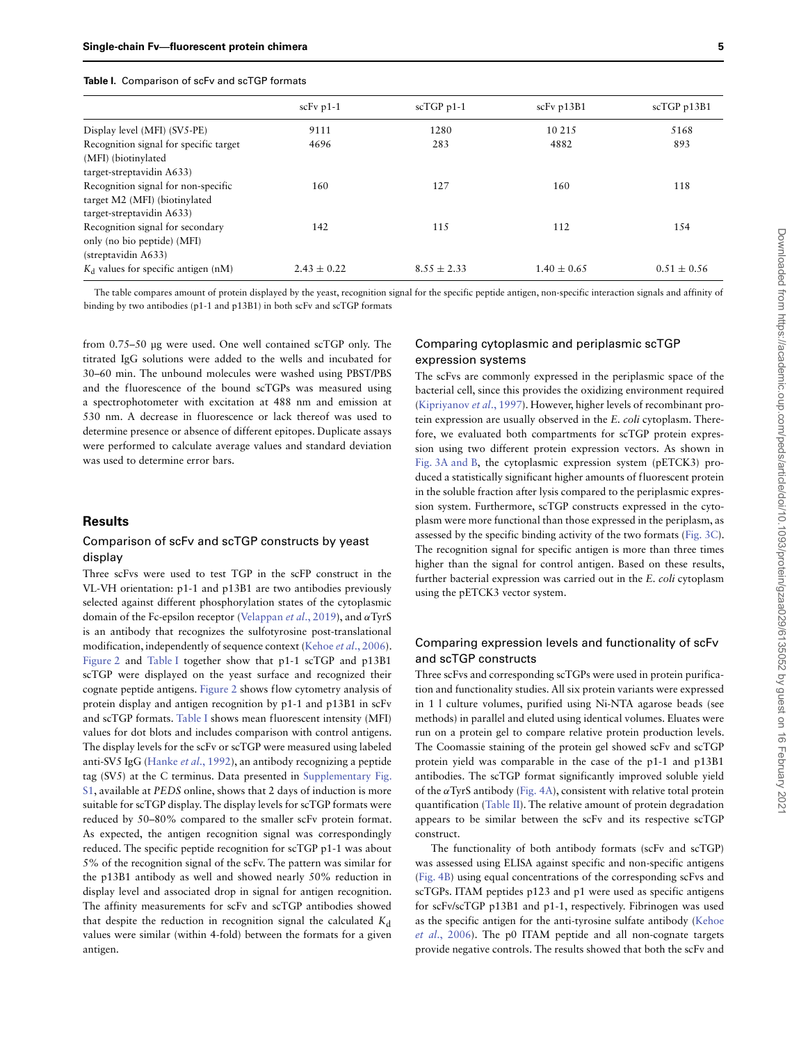**Table I.** Comparison of scFv and scTGP formats

| | scFv p1-1 | scTGP p1-1 | scFv p13B1 | scTGP p13B1 |
|---|---|---|---|---|
| Display level (MFI) (SV5-PE) | 9111 | 1280 | 10 215 | 5168 |
| Recognition signal for specific target (MFI) (biotinylated target-streptavidin A633) | 4696 | 283 | 4882 | 893 |
| Recognition signal for non-specific target M2 (MFI) (biotinylated target-streptavidin A633) | 160 | 127 | 160 | 118 |
| Recognition signal for secondary only (no bio peptide) (MFI) (streptavidin A633) | 142 | 115 | 112 | 154 |
| $K_d$ values for specific antigen (nM) | $2.43 \pm 0.22$ | $8.55 \pm 2.33$ | $1.40 \pm 0.65$ | $0.51 \pm 0.56$ |

The table compares amount of protein displayed by the yeast, recognition signal for the specific peptide antigen, non-specific interaction signals and affinity of binding by two antibodies (p1-1 and p13B1) in both scFv and scTGP formats

from 0.75–50 μg were used. One well contained scTGP only. The titrated IgG solutions were added to the wells and incubated for 30–60 min. The unbound molecules were washed using PBST/PBS and the fluorescence of the bound scTGPs was measured using a spectrophotometer with excitation at 488 nm and emission at 530 nm. A decrease in fluorescence or lack thereof was used to determine presence or absence of different epitopes. Duplicate assays were performed to calculate average values and standard deviation was used to determine error bars.

## Results

### Comparison of scFv and scTGP constructs by yeast display

Three scFvs were used to test TGP in the scFP construct in the VL-VH orientation: p1-1 and p13B1 are two antibodies previously selected against different phosphorylation states of the cytoplasmic domain of the Fc-epsilon receptor (Velappan *et al.*, 2019), and αTyrS is an antibody that recognizes the sulfotyrosine post-translational modification, independently of sequence context (Kehoe *et al.*, 2006). Figure 2 and Table I together show that p1-1 scTGP and p13B1 scTGP were displayed on the yeast surface and recognized their cognate peptide antigens. Figure 2 shows flow cytometry analysis of protein display and antigen recognition by p1-1 and p13B1 in scFv and scTGP formats. Table I shows mean fluorescent intensity (MFI) values for dot blots and includes comparison with control antigens. The display levels for the scFv or scTGP were measured using labeled anti-SV5 IgG (Hanke *et al.*, 1992), an antibody recognizing a peptide tag (SV5) at the C terminus. Data presented in Supplementary Fig. S1, available at *PEDS* online, shows that 2 days of induction is more suitable for scTGP display. The display levels for scTGP formats were reduced by 50–80% compared to the smaller scFv protein format. As expected, the antigen recognition signal was correspondingly reduced. The specific peptide recognition for scTGP p1-1 was about 5% of the recognition signal of the scFv. The pattern was similar for the p13B1 antibody as well and showed nearly 50% reduction in display level and associated drop in signal for antigen recognition. The affinity measurements for scFv and scTGP antibodies showed that despite the reduction in recognition signal the calculated $K_d$ values were similar (within 4-fold) between the formats for a given antigen.

### Comparing cytoplasmic and periplasmic scTGP expression systems

The scFvs are commonly expressed in the periplasmic space of the bacterial cell, since this provides the oxidizing environment required (Kipriyanov *et al.*, 1997). However, higher levels of recombinant protein expression are usually observed in the *E. coli* cytoplasm. Therefore, we evaluated both compartments for scTGP protein expression using two different protein expression vectors. As shown in Fig. 3A and B, the cytoplasmic expression system (pETCK3) produced a statistically significant higher amounts of fluorescent protein in the soluble fraction after lysis compared to the periplasmic expression system. Furthermore, scTGP constructs expressed in the cytoplasm were more functional than those expressed in the periplasm, as assessed by the specific binding activity of the two formats (Fig. 3C). The recognition signal for specific antigen is more than three times higher than the signal for control antigen. Based on these results, further bacterial expression was carried out in the *E. coli* cytoplasm using the pETCK3 vector system.

### Comparing expression levels and functionality of scFv and scTGP constructs

Three scFvs and corresponding scTGPs were used in protein purification and functionality studies. All six protein variants were expressed in 1 l culture volumes, purified using Ni-NTA agarose beads (see methods) in parallel and eluted using identical volumes. Eluates were run on a protein gel to compare relative protein production levels. The Coomassie staining of the protein gel showed scFv and scTGP protein yield was comparable in the case of the p1-1 and p13B1 antibodies. The scTGP format significantly improved soluble yield of the αTyrS antibody (Fig. 4A), consistent with relative total protein quantification (Table II). The relative amount of protein degradation appears to be similar between the scFv and its respective scTGP construct.

The functionality of both antibody formats (scFv and scTGP) was assessed using ELISA against specific and non-specific antigens (Fig. 4B) using equal concentrations of the corresponding scFvs and scTGPs. ITAM peptides p123 and p1 were used as specific antigens for scFv/scTGP p13B1 and p1-1, respectively. Fibrinogen was used as the specific antigen for the anti-tyrosine sulfate antibody (Kehoe *et al.*, 2006). The p0 ITAM peptide and all non-cognate targets provide negative controls. The results showed that both the scFv and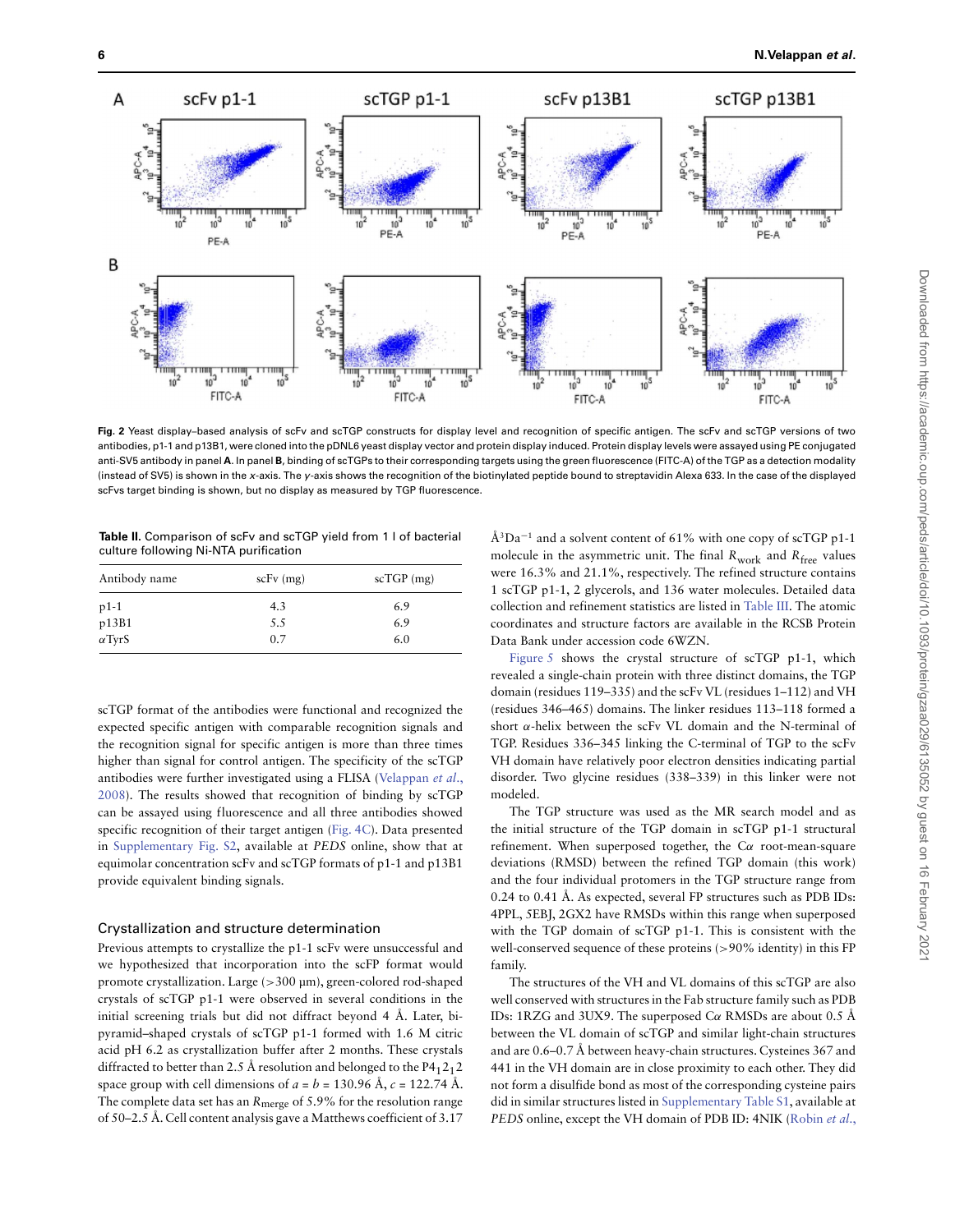**Fig. 2** Yeast display–based analysis of scFv and scTGP constructs for display level and recognition of specific antigen. The scFv and scTGP versions of two antibodies, p1-1 and p13B1, were cloned into the pDNL6 yeast display vector and protein display induced. Protein display levels were assayed using PE conjugated anti-SV5 antibody in panel **A**. In panel **B**, binding of scTGPs to their corresponding targets using the green fluorescence (FITC-A) of the TGP as a detection modality (instead of SV5) is shown in the *x*-axis. The *y*-axis shows the recognition of the biotinylated peptide bound to streptavidin Alexa 633. In the case of the displayed scFvs target binding is shown, but no display as measured by TGP fluorescence.

**Table II.** Comparison of scFv and scTGP yield from 1 l of bacterial culture following Ni-NTA purification

| Antibody name | scFv (mg) | scTGP (mg) |
|---|---|---|
| p1-1 | 4.3 | 6.9 |
| p13B1 | 5.5 | 6.9 |
| $\alpha$TyrS | 0.7 | 6.0 |

scTGP format of the antibodies were functional and recognized the expected specific antigen with comparable recognition signals and the recognition signal for specific antigen is more than three times higher than signal for control antigen. The specificity of the scTGP antibodies were further investigated using a FLISA (Velappan *et al.*, 2008). The results showed that recognition of binding by scTGP can be assayed using fluorescence and all three antibodies showed specific recognition of their target antigen (Fig. 4C). Data presented in Supplementary Fig. S2, available at *PEDS* online, show that at equimolar concentration scFv and scTGP formats of p1-1 and p13B1 provide equivalent binding signals.

## Crystallization and structure determination

Previous attempts to crystallize the p1-1 scFv were unsuccessful and we hypothesized that incorporation into the scFP format would promote crystallization. Large (>300 μm), green-colored rod-shaped crystals of scTGP p1-1 were observed in several conditions in the initial screening trials but did not diffract beyond 4 Å. Later, bi-pyramid–shaped crystals of scTGP p1-1 formed with 1.6 M citric acid pH 6.2 as crystallization buffer after 2 months. These crystals diffracted to better than 2.5 Å resolution and belonged to the $P4_12_12$ space group with cell dimensions of $a = b = 130.96$ Å, $c = 122.74$ Å. The complete data set has an $R_{\mathrm{merge}}$ of 5.9% for the resolution range of 50–2.5 Å. Cell content analysis gave a Matthews coefficient of 3.17 Å$^3$Da$^{-1}$ and a solvent content of 61% with one copy of scTGP p1-1 molecule in the asymmetric unit. The final $R_{\mathrm{work}}$ and $R_{\mathrm{free}}$ values were 16.3% and 21.1%, respectively. The refined structure contains 1 scTGP p1-1, 2 glycerols, and 136 water molecules. Detailed data collection and refinement statistics are listed in Table III. The atomic coordinates and structure factors are available in the RCSB Protein Data Bank under accession code 6WZN.

Figure 5 shows the crystal structure of scTGP p1-1, which revealed a single-chain protein with three distinct domains, the TGP domain (residues 119–335) and the scFv VL (residues 1–112) and VH (residues 346–465) domains. The linker residues 113–118 formed a short $\alpha$-helix between the scFv VL domain and the N-terminal of TGP. Residues 336–345 linking the C-terminal of TGP to the scFv VH domain have relatively poor electron densities indicating partial disorder. Two glycine residues (338–339) in this linker were not modeled.

The TGP structure was used as the MR search model and as the initial structure of the TGP domain in scTGP p1-1 structural refinement. When superposed together, the C$\alpha$ root-mean-square deviations (RMSD) between the refined TGP domain (this work) and the four individual protomers in the TGP structure range from 0.24 to 0.41 Å. As expected, several FP structures such as PDB IDs: 4PPL, 5EBJ, 2GX2 have RMSDs within this range when superposed with the TGP domain of scTGP p1-1. This is consistent with the well-conserved sequence of these proteins (>90% identity) in this FP family.

The structures of the VH and VL domains of this scTGP are also well conserved with structures in the Fab structure family such as PDB IDs: 1RZG and 3UX9. The superposed C$\alpha$ RMSDs are about 0.5 Å between the VL domain of scTGP and similar light-chain structures and are 0.6–0.7 Å between heavy-chain structures. Cysteines 367 and 441 in the VH domain are in close proximity to each other. They did not form a disulfide bond as most of the corresponding cysteine pairs did in similar structures listed in Supplementary Table S1, available at *PEDS* online, except the VH domain of PDB ID: 4NIK (Robin *et al.*,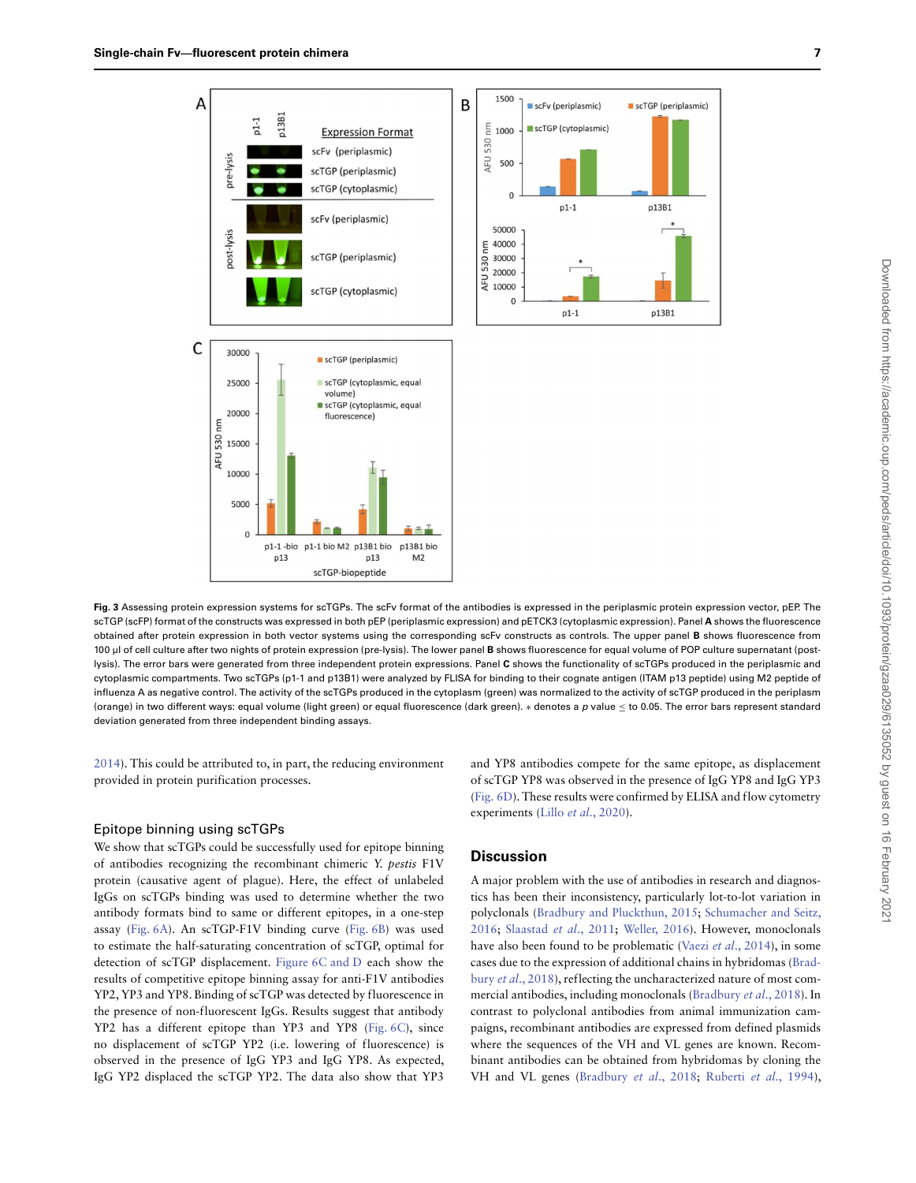**Fig. 3** Assessing protein expression systems for scTGPs. The scFv format of the antibodies is expressed in the periplasmic protein expression vector, pEP. The scTGP (scFP) format of the constructs was expressed in both pEP (periplasmic expression) and pETCK3 (cytoplasmic expression). Panel **A** shows the fluorescence obtained after protein expression in both vector systems using the corresponding scFv constructs as controls. The upper panel **B** shows fluorescence from 100 μl of cell culture after two nights of protein expression (pre-lysis). The lower panel **B** shows fluorescence for equal volume of POP culture supernatant (post-lysis). The error bars were generated from three independent protein expressions. Panel **C** shows the functionality of scTGPs produced in the periplasmic and cytoplasmic compartments. Two scTGPs (p1-1 and p13B1) were analyzed by FLISA for binding to their cognate antigen (ITAM p13 peptide) using M2 peptide of influenza A as negative control. The activity of the scTGPs produced in the cytoplasm (green) was normalized to the activity of scTGP produced in the periplasm (orange) in two different ways: equal volume (light green) or equal fluorescence (dark green). ∗ denotes a $p$ value ≤ to 0.05. The error bars represent standard deviation generated from three independent binding assays.

2014). This could be attributed to, in part, the reducing environment provided in protein purification processes.

## Epitope binning using scTGPs

We show that scTGPs could be successfully used for epitope binning of antibodies recognizing the recombinant chimeric *Y. pestis* F1V protein (causative agent of plague). Here, the effect of unlabeled IgGs on scTGPs binding was used to determine whether the two antibody formats bind to same or different epitopes, in a one-step assay (Fig. 6A). An scTGP-F1V binding curve (Fig. 6B) was used to estimate the half-saturating concentration of scTGP, optimal for detection of scTGP displacement. Figure 6C and D each show the results of competitive epitope binning assay for anti-F1V antibodies YP2, YP3 and YP8. Binding of scTGP was detected by fluorescence in the presence of non-fluorescent IgGs. Results suggest that antibody YP2 has a different epitope than YP3 and YP8 (Fig. 6C), since no displacement of scTGP YP2 (i.e. lowering of fluorescence) is observed in the presence of IgG YP3 and IgG YP8. As expected, IgG YP2 displaced the scTGP YP2. The data also show that YP3 and YP8 antibodies compete for the same epitope, as displacement of scTGP YP8 was observed in the presence of IgG YP8 and IgG YP3 (Fig. 6D). These results were confirmed by ELISA and flow cytometry experiments (Lillo *et al.*, 2020).

## Discussion

A major problem with the use of antibodies in research and diagnostics has been their inconsistency, particularly lot-to-lot variation in polyclonals (Bradbury and Pluckthun, 2015; Schumacher and Seitz, 2016; Slaastad *et al.*, 2011; Weller, 2016). However, monoclonals have also been found to be problematic (Vaezi *et al.*, 2014), in some cases due to the expression of additional chains in hybridomas (Bradbury *et al.*, 2018), reflecting the uncharacterized nature of most commercial antibodies, including monoclonals (Bradbury *et al.*, 2018). In contrast to polyclonal antibodies from animal immunization campaigns, recombinant antibodies are expressed from defined plasmids where the sequences of the VH and VL genes are known. Recombinant antibodies can be obtained from hybridomas by cloning the VH and VL genes (Bradbury *et al.*, 2018; Ruberti *et al.*, 1994),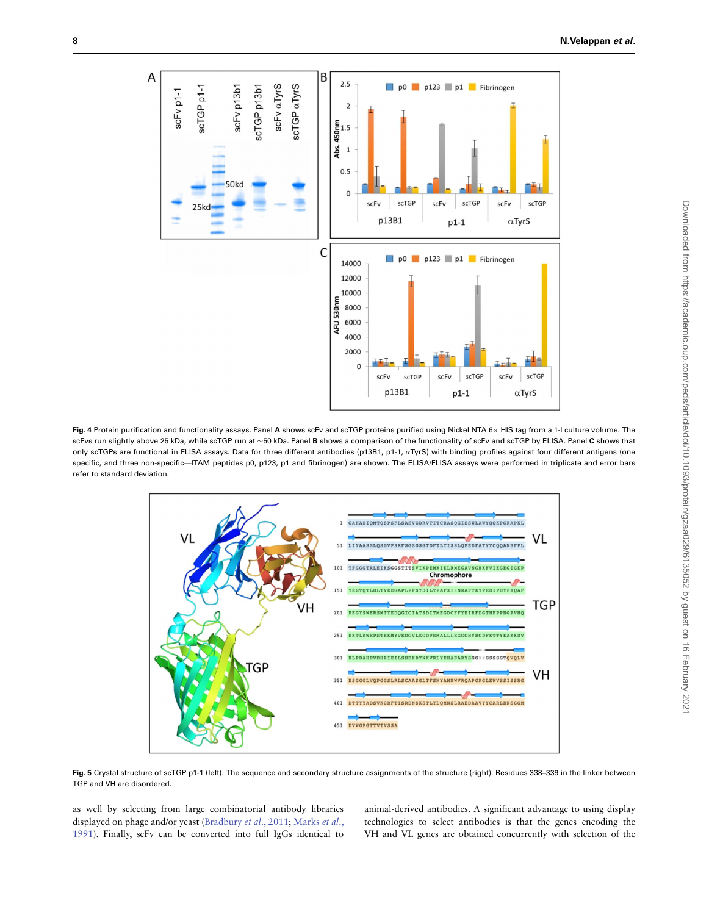**Fig. 4** Protein purification and functionality assays. Panel **A** shows scFv and scTGP proteins purified using Nickel NTA 6× HIS tag from a 1-l culture volume. The scFvs run slightly above 25 kDa, while scTGP run at ~50 kDa. Panel **B** shows a comparison of the functionality of scFv and scTGP by ELISA. Panel **C** shows that only scTGPs are functional in FLISA assays. Data for three different antibodies (p13B1, p1-1, αTyrS) with binding profiles against four different antigens (one specific, and three non-specific—ITAM peptides p0, p123, p1 and fibrinogen) are shown. The ELISA/FLISA assays were performed in triplicate and error bars refer to standard deviation.

**Fig. 5** Crystal structure of scTGP p1-1 (left). The sequence and secondary structure assignments of the structure (right). Residues 338–339 in the linker between TGP and VH are disordered.

as well by selecting from large combinatorial antibody libraries displayed on phage and/or yeast (Bradbury *et al.*, 2011; Marks *et al.*, 1991). Finally, scFv can be converted into full IgGs identical to animal-derived antibodies. A significant advantage to using display technologies to select antibodies is that the genes encoding the VH and VL genes are obtained concurrently with selection of the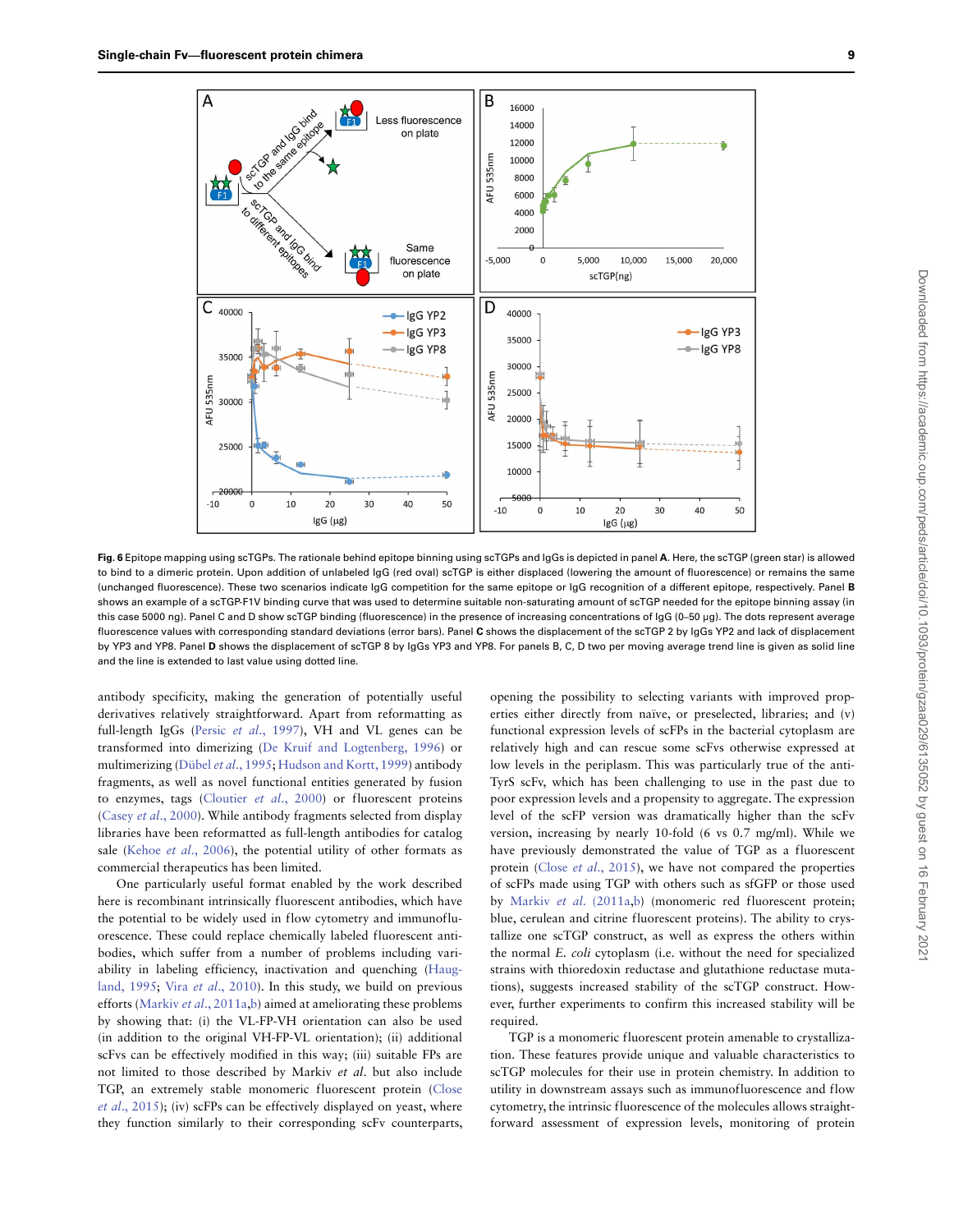**Fig. 6** Epitope mapping using scTGPs. The rationale behind epitope binning using scTGPs and IgGs is depicted in panel **A**. Here, the scTGP (green star) is allowed to bind to a dimeric protein. Upon addition of unlabeled IgG (red oval) scTGP is either displaced (lowering the amount of fluorescence) or remains the same (unchanged fluorescence). These two scenarios indicate IgG competition for the same epitope or IgG recognition of a different epitope, respectively. Panel **B** shows an example of a scTGP-F1V binding curve that was used to determine suitable non-saturating amount of scTGP needed for the epitope binning assay (in this case 5000 ng). Panel C and D show scTGP binding (fluorescence) in the presence of increasing concentrations of IgG (0–50 μg). The dots represent average fluorescence values with corresponding standard deviations (error bars). Panel **C** shows the displacement of the scTGP 2 by IgGs YP2 and lack of displacement by YP3 and YP8. Panel **D** shows the displacement of scTGP 8 by IgGs YP3 and YP8. For panels B, C, D two per moving average trend line is given as solid line and the line is extended to last value using dotted line.

antibody specificity, making the generation of potentially useful derivatives relatively straightforward. Apart from reformatting as full-length IgGs (Persic *et al*., 1997), VH and VL genes can be transformed into dimerizing (De Kruif and Logtenberg, 1996) or multimerizing (Dübel *et al*., 1995; Hudson and Kortt, 1999) antibody fragments, as well as novel functional entities generated by fusion to enzymes, tags (Cloutier *et al*., 2000) or fluorescent proteins (Casey *et al*., 2000). While antibody fragments selected from display libraries have been reformatted as full-length antibodies for catalog sale (Kehoe *et al*., 2006), the potential utility of other formats as commercial therapeutics has been limited.

One particularly useful format enabled by the work described here is recombinant intrinsically fluorescent antibodies, which have the potential to be widely used in flow cytometry and immunofluorescence. These could replace chemically labeled fluorescent antibodies, which suffer from a number of problems including variability in labeling efficiency, inactivation and quenching (Haugland, 1995; Vira *et al*., 2010). In this study, we build on previous efforts (Markiv *et al*., 2011a,b) aimed at ameliorating these problems by showing that: (i) the VL-FP-VH orientation can be used (in addition to the original VH-FP-VL orientation); (ii) additional scFvs can be effectively modified in this way; (iii) suitable FPs are not limited to those described by Markiv *et al*. but also include TGP, an extremely stable monomeric fluorescent protein (Close *et al*., 2015); (iv) scFPs can be effectively displayed on yeast, where they function similarly to their corresponding scFv counterparts, opening the possibility to selecting variants with improved properties either directly from naïve, or preselected, libraries; and (v) functional expression levels of scFPs in the bacterial cytoplasm are relatively high and can rescue some scFvs otherwise expressed at low levels in the periplasm. This was particularly true of the anti-TyrS scFv, which has been challenging to use in the past due to poor expression levels and a propensity to aggregate. The expression level of the scFP version was dramatically higher than the scFv version, increasing by nearly 10-fold (6 vs 0.7 mg/ml). While we have previously demonstrated the value of TGP as a fluorescent protein (Close *et al*., 2015), we have not compared the properties of scFPs made using TGP with others such as sfGFP or those used by Markiv *et al*. (2011a,b) (monomeric red fluorescent protein; blue, cerulean and citrine fluorescent proteins). The ability to crystallize one scTGP construct, as well as express the others within the normal *E. coli* cytoplasm (i.e. without the need for specialized strains with thioredoxin reductase and glutathione reductase mutations), suggests increased stability of the scTGP construct. However, further experiments to confirm this increased stability will be required.

TGP is a monomeric fluorescent protein amenable to crystallization. These features provide unique and valuable characteristics to scTGP molecules for their use in protein chemistry. In addition to utility in downstream assays such as immunofluorescence and flow cytometry, the intrinsic fluorescence of the molecules allows straightforward assessment of expression levels, monitoring of protein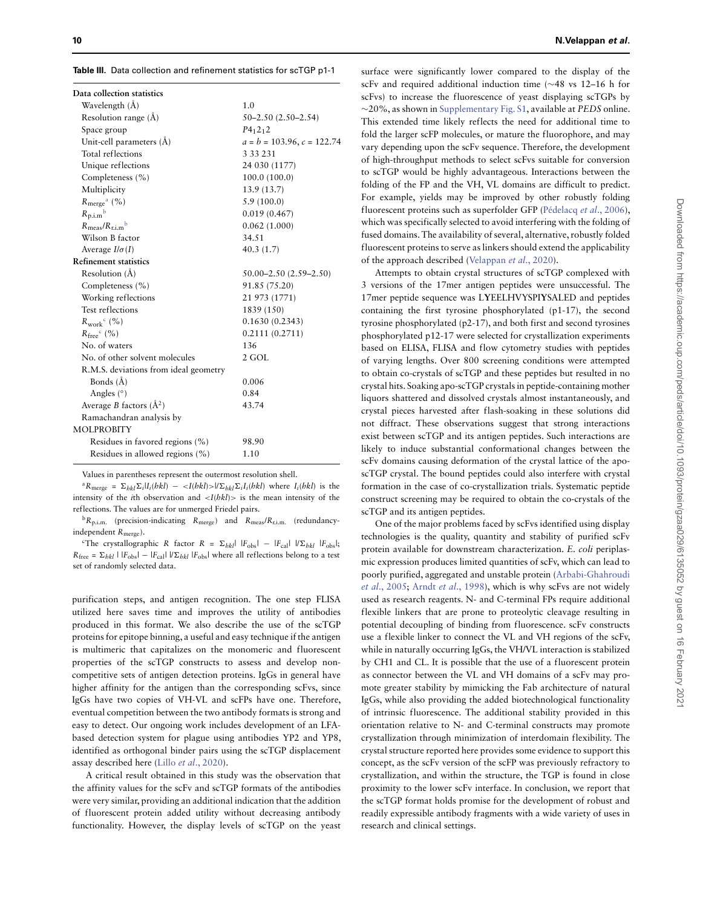**Table III.** Data collection and refinement statistics for scTGP p1-1

| | |
|---|---|
| **Data collection statistics** | |
| Wavelength (Å) | 1.0 |
| Resolution range (Å) | 50–2.50 (2.50–2.54) |
| Space group | $P4_12_12$ |
| Unit-cell parameters (Å) | $a = b = 103.96$, $c = 122.74$ |
| Total reflections | 3 33 231 |
| Unique reflections | 24 030 (1177) |
| Completeness (%) | 100.0 (100.0) |
| Multiplicity | 13.9 (13.7) |
| $R_{merge}$[a] (%) | 5.9 (100.0) |
| $R_{p.i.m}$[b] | 0.019 (0.467) |
| $R_{meas}/R_{r.i.m}$[b] | 0.062 (1.000) |
| Wilson B factor | 34.51 |
| Average $I/\sigma(I)$ | 40.3 (1.7) |
| **Refinement statistics** | |
| Resolution (Å) | 50.00–2.50 (2.59–2.50) |
| Completeness (%) | 91.85 (75.20) |
| Working reflections | 21 973 (1771) |
| Test reflections | 1839 (150) |
| $R_{work}$[c] (%) | 0.1630 (0.2343) |
| $R_{free}$[c] (%) | 0.2111 (0.2711) |
| No. of waters | 136 |
| No. of other solvent molecules | 2 GOL |
| R.M.S. deviations from ideal geometry | |
| Bonds (Å) | 0.006 |
| Angles (°) | 0.84 |
| Average *B* factors (Å$^2$) | 43.74 |
| Ramachandran analysis by MOLPROBITY | |
| Residues in favored regions (%) | 98.90 |
| Residues in allowed regions (%) | 1.10 |

Values in parentheses represent the outermost resolution shell.

[a]$R_{merge} = \Sigma_{hkl}\Sigma_i|I_i(hkl) - <I(hkl)>|/\Sigma_{hkl}\Sigma_i I_i(hkl)$ where $I_i(hkl)$ is the intensity of the *i*th observation and $<I(hkl)>$ is the mean intensity of the reflections. The values are for unmerged Friedel pairs.

[b]$R_{p.i.m.}$ (precision-indicating $R_{merge}$) and $R_{meas}/R_{r.i.m.}$ (redundancy-independent $R_{merge}$).

[c]The crystallographic *R* factor $R = \Sigma_{hkl}|\ |F_{obs}| - |F_{cal}|\ |/\Sigma_{hkl}\ |F_{obs}|$; $R_{free} = \Sigma_{hkl}\ |\ |F_{obs}| - |F_{cal}|\ |/\Sigma_{hkl}\ |F_{obs}|$ where all reflections belong to a test set of randomly selected data.

purification steps, and antigen recognition. The one step FLISA utilized here saves time and improves the utility of antibodies produced in this format. We also describe the use of the scTGP proteins for epitope binning, a useful and easy technique if the antigen is multimeric that capitalizes on the monomeric and fluorescent properties of the scTGP constructs to assess and develop non-competitive sets of antigen detection proteins. IgGs in general have higher affinity for the antigen than the corresponding scFvs, since IgGs have two copies of VH-VL and scFPs have one. Therefore, eventual competition between the two antibody formats is strong and easy to detect. Our ongoing work includes development of an LFA-based detection system for plague using antibodies YP2 and YP8, identified as orthogonal binder pairs using the scTGP displacement assay described here (Lillo *et al*., 2020).

A critical result obtained in this study was the observation that the affinity values for the scFv and scTGP formats of the antibodies were very similar, providing an additional indication that the addition of fluorescent protein added utility without decreasing antibody functionality. However, the display levels of scTGP on the yeast surface were significantly lower compared to the display of the scFv and required additional induction time (~48 vs 12–16 h for scFvs) to increase the fluorescence of yeast displaying scTGPs by ~20%, as shown in Supplementary Fig. S1, available at *PEDS* online. This extended time likely reflects the need for additional time to fold the larger scFP molecules, or mature the fluorophore, and may vary depending upon the scFv sequence. Therefore, the development of high-throughput methods to select scFvs suitable for conversion to scTGP would be highly advantageous. Interactions between the folding of the FP and the VH, VL domains are difficult to predict. For example, yields may be improved by other robustly folding fluorescent proteins such as superfolder GFP (Pédelacq *et al*., 2006), which was specifically selected to avoid interfering with the folding of fused domains. The availability of several, alternative, robustly folded fluorescent proteins to serve as linkers should extend the applicability of the approach described (Velappan *et al*., 2020).

Attempts to obtain crystal structures of scTGP complexed with 3 versions of the 17mer antigen peptides were unsuccessful. The 17mer peptide sequence was LYEELHVYSPIYSALED and peptides containing the first tyrosine phosphorylated (p1-17), the second tyrosine phosphorylated (p2-17), and both first and second tyrosines phosphorylated p12-17 were selected for crystallization experiments based on ELISA, FLISA and flow cytometry studies with peptides of varying lengths. Over 800 screening conditions were attempted to obtain co-crystals of scTGP and these peptides but resulted in no crystal hits. Soaking apo-scTGP crystals in peptide-containing mother liquors shattered and dissolved crystals almost instantaneously, and crystal pieces harvested after flash-soaking in these solutions did not diffract. These observations suggest that strong interactions exist between scTGP and its antigen peptides. Such interactions are likely to induce substantial conformational changes between the scFv domains causing deformation of the crystal lattice of the apo-scTGP crystal. The bound peptides could also interfere with crystal formation in the case of co-crystallization trials. Systematic peptide construct screening may be required to obtain the co-crystals of the scTGP and its antigen peptides.

One of the major problems faced by scFvs identified using display technologies is the quality, quantity and stability of purified scFv protein available for downstream characterization. *E. coli* periplasmic expression produces limited quantities of scFv, which can lead to poorly purified, aggregated and unstable protein (Arbabi-Ghahroudi *et al*., 2005; Arndt *et al*., 1998), which is why scFvs are not widely used as research reagents. N- and C-terminal FPs require additional flexible linkers that are prone to proteolytic cleavage resulting in potential decoupling of binding from fluorescence. scFv constructs use a flexible linker to connect the VL and VH regions of the scFv, while in naturally occurring IgGs, the VH/VL interaction is stabilized by CH1 and CL. It is possible that the use of a fluorescent protein as connector between the VL and VH domains of a scFv may promote greater stability by mimicking the Fab architecture of natural IgGs, while also providing the added biotechnological functionality of intrinsic fluorescence. The additional stability provided in this orientation relative to N- and C-terminal constructs may promote crystallization through minimization of interdomain flexibility. The crystal structure reported here provides some evidence to support this concept, as the scFv version of the scFP was previously refractory to crystallization, and within the structure, the TGP is found in close proximity to the lower scFv interface. In conclusion, we report that the scTGP format holds promise for the development of robust and readily expressible antibody fragments with a wide variety of uses in research and clinical settings.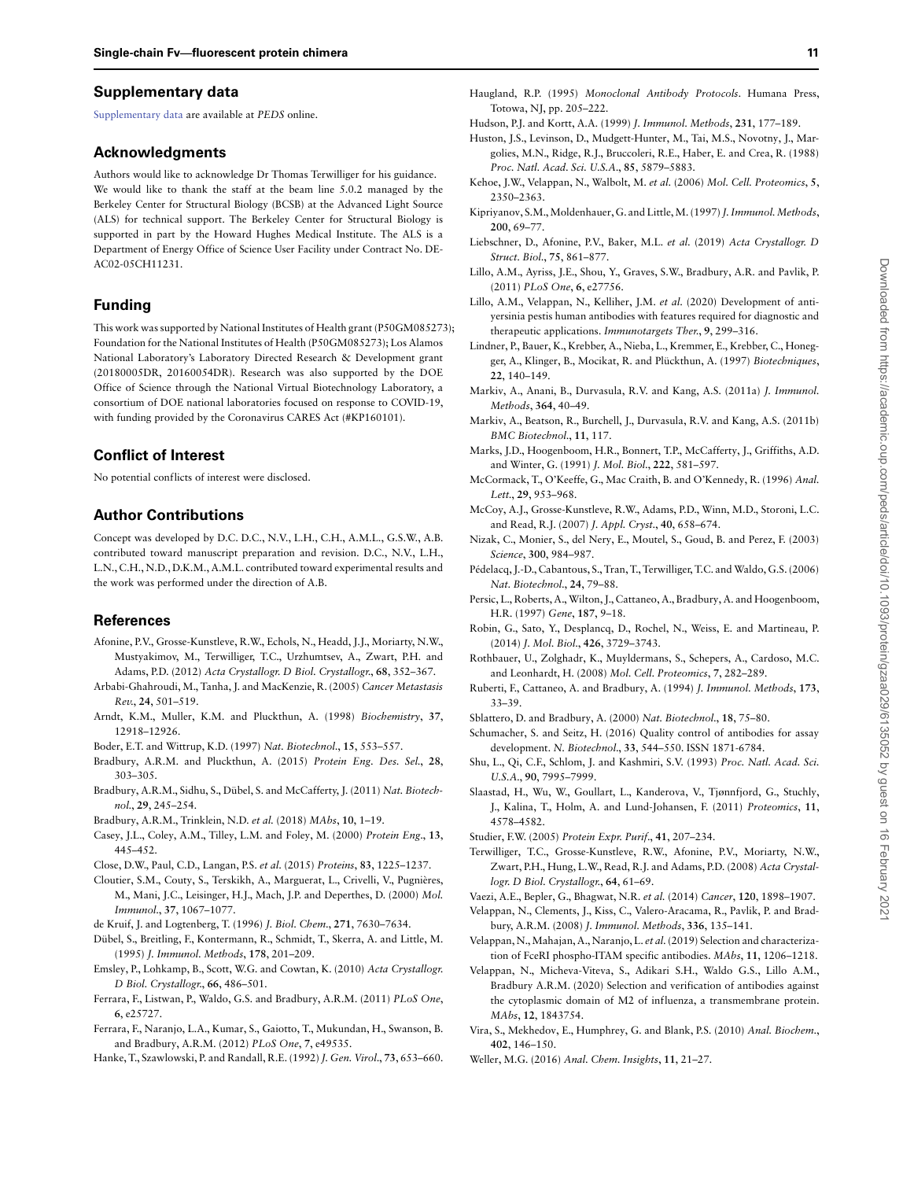## Supplementary data

Supplementary data are available at *PEDS* online.

## Acknowledgments

Authors would like to acknowledge Dr Thomas Terwilliger for his guidance. We would like to thank the staff at the beam line 5.0.2 managed by the Berkeley Center for Structural Biology (BCSB) at the Advanced Light Source (ALS) for technical support. The Berkeley Center for Structural Biology is supported in part by the Howard Hughes Medical Institute. The ALS is a Department of Energy Office of Science User Facility under Contract No. DE-AC02-05CH11231.

## Funding

This work was supported by National Institutes of Health grant (P50GM085273); Foundation for the National Institutes of Health (P50GM085273); Los Alamos National Laboratory's Laboratory Directed Research & Development grant (20180005DR, 20160054DR). Research was also supported by the DOE Office of Science through the National Virtual Biotechnology Laboratory, a consortium of DOE national laboratories focused on response to COVID-19, with funding provided by the Coronavirus CARES Act (#KP160101).

## Conflict of Interest

No potential conflicts of interest were disclosed.

## Author Contributions

Concept was developed by D.C. D.C., N.V., L.H., C.H., A.M.L., G.S.W., A.B. contributed toward manuscript preparation and revision. D.C., N.V., L.H., L.N., C.H., N.D., D.K.M., A.M.L. contributed toward experimental results and the work was performed under the direction of A.B.

## References

Afonine, P.V., Grosse-Kunstleve, R.W., Echols, N., Headd, J.J., Moriarty, N.W., Mustyakimov, M., Terwilliger, T.C., Urzhumtsev, A., Zwart, P.H. and Adams, P.D. (2012) *Acta Crystallogr. D Biol. Crystallogr.*, **68**, 352–367.

Arbabi-Ghahroudi, M., Tanha, J. and MacKenzie, R. (2005) *Cancer Metastasis Rev.*, **24**, 501–519.

Arndt, K.M., Muller, K.M. and Pluckthun, A. (1998) *Biochemistry*, **37**, 12918–12926.

Boder, E.T. and Wittrup, K.D. (1997) *Nat. Biotechnol.*, **15**, 553–557.

Bradbury, A.R.M. and Pluckthun, A. (2015) *Protein Eng. Des. Sel.*, **28**, 303–305.

Bradbury, A.R.M., Sidhu, S., Dübel, S. and McCafferty, J. (2011) *Nat. Biotechnol.*, **29**, 245–254.

Bradbury, A.R.M., Trinklein, N.D. *et al.* (2018) *MAbs*, **10**, 1–19.

Casey, J.L., Coley, A.M., Tilley, L.M. and Foley, M. (2000) *Protein Eng.*, **13**, 445–452.

Close, D.W., Paul, C.D., Langan, P.S. *et al.* (2015) *Proteins*, **83**, 1225–1237.

Cloutier, S.M., Couty, S., Terskikh, A., Marguerat, L., Crivelli, V., Pugnières, M., Mani, J.C., Leisinger, H.J., Mach, J.P. and Deperthes, D. (2000) *Mol. Immunol.*, **37**, 1067–1077.

de Kruif, J. and Logtenberg, T. (1996) *J. Biol. Chem.*, **271**, 7630–7634.

Dübel, S., Breitling, F., Kontermann, R., Schmidt, T., Skerra, A. and Little, M. (1995) *J. Immunol. Methods*, **178**, 201–209.

Emsley, P., Lohkamp, B., Scott, W.G. and Cowtan, K. (2010) *Acta Crystallogr. D Biol. Crystallogr.*, **66**, 486–501.

Ferrara, F., Listwan, P., Waldo, G.S. and Bradbury, A.R.M. (2011) *PLoS One*, **6**, e25727.

Ferrara, F., Naranjo, L.A., Kumar, S., Gaiotto, T., Mukundan, H., Swanson, B. and Bradbury, A.R.M. (2012) *PLoS One*, **7**, e49535.

Hanke, T., Szawlowski, P. and Randall, R.E. (1992) *J. Gen. Virol.*, **73**, 653–660.

Haugland, R.P. (1995) *Monoclonal Antibody Protocols*. Humana Press, Totowa, NJ, pp. 205–222.

Hudson, P.J. and Kortt, A.A. (1999) *J. Immunol. Methods*, **231**, 177–189.

Huston, J.S., Levinson, D., Mudgett-Hunter, M., Tai, M.S., Novotny, J., Margolies, M.N., Ridge, R.J., Bruccoleri, R.E., Haber, E. and Crea, R. (1988) *Proc. Natl. Acad. Sci. U.S.A.*, **85**, 5879–5883.

Kehoe, J.W., Velappan, N., Walbolt, M. *et al.* (2006) *Mol. Cell. Proteomics*, **5**, 2350–2363.

Kipriyanov, S.M., Moldenhauer, G. and Little, M. (1997) *J. Immunol. Methods*, **200**, 69–77.

Liebschner, D., Afonine, P.V., Baker, M.L. *et al.* (2019) *Acta Crystallogr. D Struct. Biol.*, **75**, 861–877.

Lillo, A.M., Ayriss, J.E., Shou, Y., Graves, S.W., Bradbury, A.R. and Pavlik, P. (2011) *PLoS One*, **6**, e27756.

Lillo, A.M., Velappan, N., Kelliher, J.M. *et al.* (2020) Development of anti-yersinia pestis human antibodies with features required for diagnostic and therapeutic applications. *Immunotargets Ther.*, **9**, 299–316.

Lindner, P., Bauer, K., Krebber, A., Nieba, L., Kremmer, E., Krebber, C., Honegger, A., Klinger, B., Mocikat, R. and Plückthun, A. (1997) *Biotechniques*, **22**, 140–149.

Markiv, A., Anani, B., Durvasula, R.V. and Kang, A.S. (2011a) *J. Immunol. Methods*, **364**, 40–49.

Markiv, A., Beatson, R., Burchell, J., Durvasula, R.V. and Kang, A.S. (2011b) *BMC Biotechnol.*, **11**, 117.

Marks, J.D., Hoogenboom, H.R., Bonnert, T.P., McCafferty, J., Griffiths, A.D. and Winter, G. (1991) *J. Mol. Biol.*, **222**, 581–597.

McCormack, T., O'Keeffe, G., Mac Craith, B. and O'Kennedy, R. (1996) *Anal. Lett.*, **29**, 953–968.

McCoy, A.J., Grosse-Kunstleve, R.W., Adams, P.D., Winn, M.D., Storoni, L.C. and Read, R.J. (2007) *J. Appl. Cryst.*, **40**, 658–674.

Nizak, C., Monier, S., del Nery, E., Moutel, S., Goud, B. and Perez, F. (2003) *Science*, **300**, 984–987.

Pédelacq, J.-D., Cabantous, S., Tran, T., Terwilliger, T.C. and Waldo, G.S. (2006) *Nat. Biotechnol.*, **24**, 79–88.

Persic, L., Roberts, A., Wilton, J., Cattaneo, A., Bradbury, A. and Hoogenboom, H.R. (1997) *Gene*, **187**, 9–18.

Robin, G., Sato, Y., Desplancq, D., Rochel, N., Weiss, E. and Martineau, P. (2014) *J. Mol. Biol.*, **426**, 3729–3743.

Rothbauer, U., Zolghadr, K., Muyldermans, S., Schepers, A., Cardoso, M.C. and Leonhardt, H. (2008) *Mol. Cell. Proteomics*, **7**, 282–289.

Ruberti, F., Cattaneo, A. and Bradbury, A. (1994) *J. Immunol. Methods*, **173**, 33–39.

Sblattero, D. and Bradbury, A. (2000) *Nat. Biotechnol.*, **18**, 75–80.

Schumacher, S. and Seitz, H. (2016) Quality control of antibodies for assay development. *N. Biotechnol.*, **33**, 544–550. ISSN 1871-6784.

Shu, L., Qi, C.F., Schlom, J. and Kashmiri, S.V. (1993) *Proc. Natl. Acad. Sci. U.S.A.*, **90**, 7995–7999.

Slaastad, H., Wu, W., Goullart, L., Kanderova, V., Tjønnfjord, G., Stuchly, J., Kalina, T., Holm, A. and Lund-Johansen, F. (2011) *Proteomics*, **11**, 4578–4582.

Studier, F.W. (2005) *Protein Expr. Purif.*, **41**, 207–234.

Terwilliger, T.C., Grosse-Kunstleve, R.W., Afonine, P.V., Moriarty, N.W., Zwart, P.H., Hung, L.W., Read, R.J. and Adams, P.D. (2008) *Acta Crystallogr. D Biol. Crystallogr.*, **64**, 61–69.

Vaezi, A.E., Bepler, G., Bhagwat, N.R. *et al.* (2014) *Cancer*, **120**, 1898–1907.

Velappan, N., Clements, J., Kiss, C., Valero-Aracama, R., Pavlik, P. and Bradbury, A.R.M. (2008) *J. Immunol. Methods*, **336**, 135–141.

Velappan, N., Mahajan, A., Naranjo, L. *et al.* (2019) Selection and characterization of FceRI phospho-ITAM specific antibodies. *MAbs*, **11**, 1206–1218.

Velappan, N., Micheva-Viteva, S., Adikari S.H., Waldo G.S., Lillo A.M., Bradbury A.R.M. (2020) Selection and verification of antibodies against the cytoplasmic domain of M2 of influenza, a transmembrane protein. *MAbs*, **12**, 1843754.

Vira, S., Mekhedov, E., Humphrey, G. and Blank, P.S. (2010) *Anal. Biochem.*, **402**, 146–150.

Weller, M.G. (2016) *Anal. Chem. Insights*, **11**, 21–27.